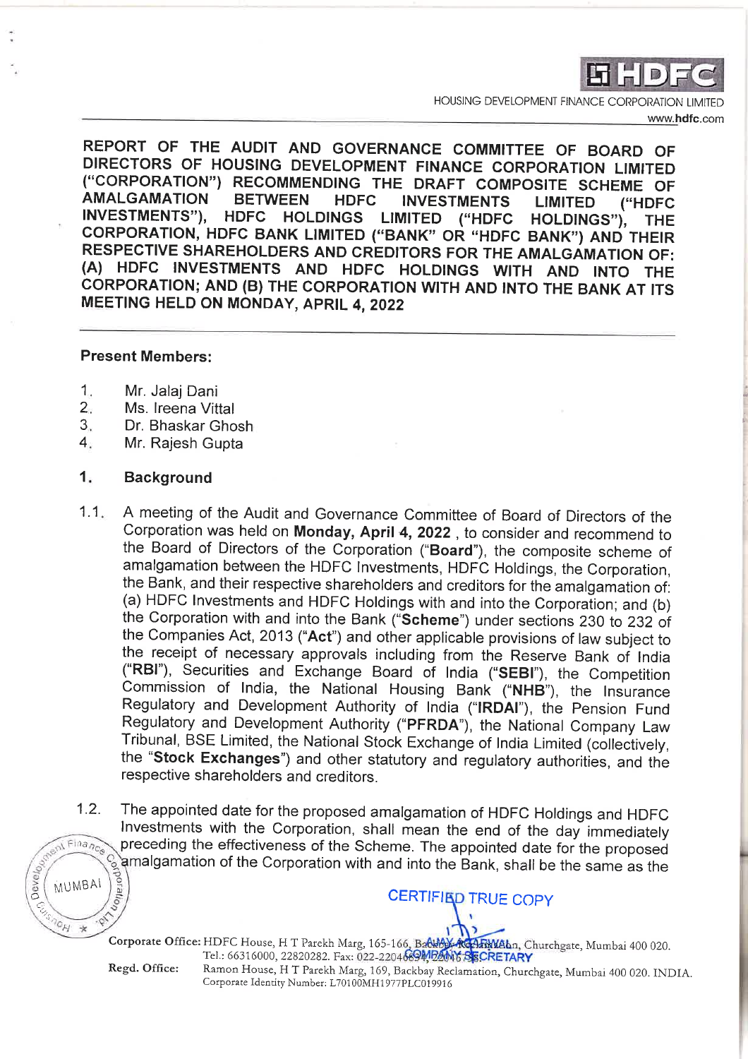**REPORT OF THE AUDIT AND GOVERNANCE COMMITTEE OF BOARD OF DIRECTORS OF HOUSING DEVELOPMENT FINANCE CORPORATION LIMITED ("CORPORATION") RECOMMENDING THE DRAFT COMPOSITE SCHEME OF AMALGAMATION BETWEEN HDFC INVESTMENTS LIMITED ("HDFC INVESTMENTS"), HDFC HOLDINGS LIMITED ("HDFC HOLDINGS"), THE CORPORATION, HDFC BANK LIMITED ("BANK" OR "HDFC BANK") AND THEIR RESPECTIVE SHAREHOLDERS AND CREDITORS FOR THE AMALGAMATION OF: (A) HDFC INVESTMENTS AND HDFC HOLDINGS WITH AND INTO THE CORPORATION; AND (B) THE CORPORATION WITH AND INTO THE BANK AT ITS MEETING HELD ON MONDAY, APRIL 4, 2022**

**Present Members:**

1. Mr. Jalaj Dani
2. Ms. Ireena Vittal
3. Dr. Bhaskar Ghosh
4. Mr. Rajesh Gupta

## 1. Background

1.1. A meeting of the Audit and Governance Committee of Board of Directors of the Corporation was held on **Monday, April 4, 2022** , to consider and recommend to the Board of Directors of the Corporation ("**Board**"), the composite scheme of amalgamation between the HDFC Investments, HDFC Holdings, the Corporation, the Bank, and their respective shareholders and creditors for the amalgamation of: (a) HDFC Investments and HDFC Holdings with and into the Corporation; and (b) the Corporation with and into the Bank ("**Scheme**") under sections 230 to 232 of the Companies Act, 2013 ("**Act**") and other applicable provisions of law subject to the receipt of necessary approvals including from the Reserve Bank of India ("**RBI**"), Securities and Exchange Board of India ("**SEBI**"), the Competition Commission of India, the National Housing Bank ("**NHB**"), the Insurance Regulatory and Development Authority of India ("**IRDAI**"), the Pension Fund Regulatory and Development Authority ("**PFRDA**"), the National Company Law Tribunal, BSE Limited, the National Stock Exchange of India Limited (collectively, the "**Stock Exchanges**") and other statutory and regulatory authorities, and the respective shareholders and creditors.

1.2. The appointed date for the proposed amalgamation of HDFC Holdings and HDFC Investments with the Corporation, shall mean the end of the day immediately preceding the effectiveness of the Scheme. The appointed date for the proposed amalgamation of the Corporation with and into the Bank, shall be the same as the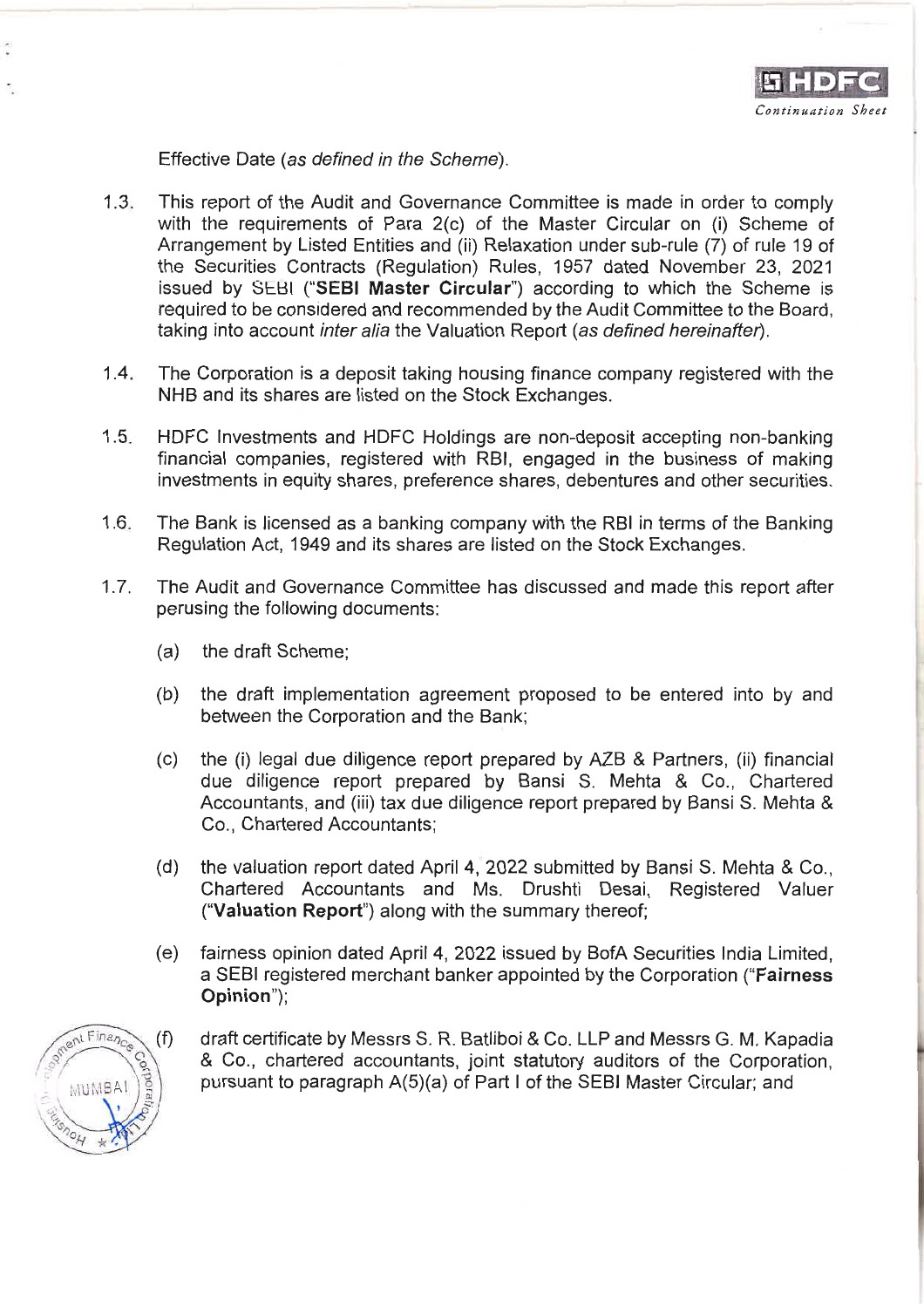Effective Date (*as defined in the Scheme*).

1.3. This report of the Audit and Governance Committee is made in order to comply with the requirements of Para 2(c) of the Master Circular on (i) Scheme of Arrangement by Listed Entities and (ii) Relaxation under sub-rule (7) of rule 19 of the Securities Contracts (Regulation) Rules, 1957 dated November 23, 2021 issued by SEBI ("**SEBI Master Circular**") according to which the Scheme is required to be considered and recommended by the Audit Committee to the Board, taking into account *inter alia* the Valuation Report (*as defined hereinafter*).

1.4. The Corporation is a deposit taking housing finance company registered with the NHB and its shares are listed on the Stock Exchanges.

1.5. HDFC Investments and HDFC Holdings are non-deposit accepting non-banking financial companies, registered with RBI, engaged in the business of making investments in equity shares, preference shares, debentures and other securities.

1.6. The Bank is licensed as a banking company with the RBI in terms of the Banking Regulation Act, 1949 and its shares are listed on the Stock Exchanges.

1.7. The Audit and Governance Committee has discussed and made this report after perusing the following documents:

   (a) the draft Scheme;

   (b) the draft implementation agreement proposed to be entered into by and between the Corporation and the Bank;

   (c) the (i) legal due diligence report prepared by AZB & Partners, (ii) financial due diligence report prepared by Bansi S. Mehta & Co., Chartered Accountants, and (iii) tax due diligence report prepared by Bansi S. Mehta & Co., Chartered Accountants;

   (d) the valuation report dated April 4, 2022 submitted by Bansi S. Mehta & Co., Chartered Accountants and Ms. Drushti Desai, Registered Valuer ("**Valuation Report**") along with the summary thereof;

   (e) fairness opinion dated April 4, 2022 issued by BofA Securities India Limited, a SEBI registered merchant banker appointed by the Corporation ("**Fairness Opinion**");

   (f) draft certificate by Messrs S. R. Batliboi & Co. LLP and Messrs G. M. Kapadia & Co., chartered accountants, joint statutory auditors of the Corporation, pursuant to paragraph A(5)(a) of Part I of the SEBI Master Circular; and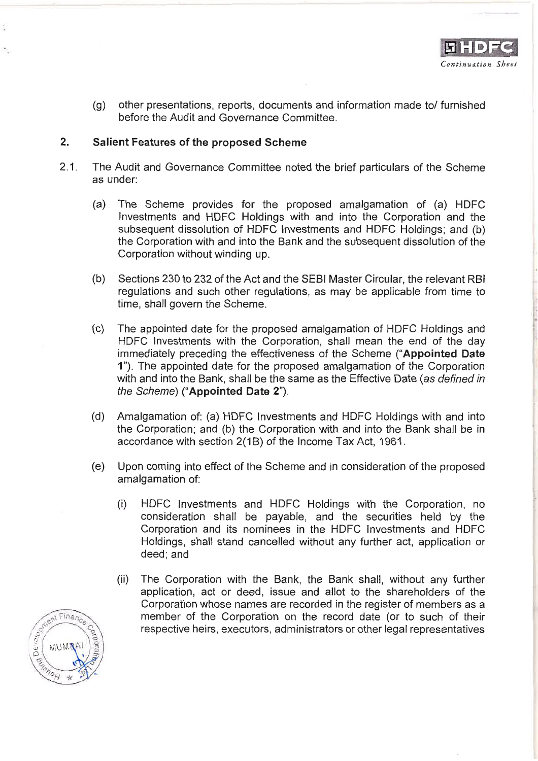(g) other presentations, reports, documents and information made to/ furnished before the Audit and Governance Committee.

## 2. Salient Features of the proposed Scheme

2.1. The Audit and Governance Committee noted the brief particulars of the Scheme as under:

(a) The Scheme provides for the proposed amalgamation of (a) HDFC Investments and HDFC Holdings with and into the Corporation and the subsequent dissolution of HDFC Investments and HDFC Holdings; and (b) the Corporation with and into the Bank and the subsequent dissolution of the Corporation without winding up.

(b) Sections 230 to 232 of the Act and the SEBI Master Circular, the relevant RBI regulations and such other regulations, as may be applicable from time to time, shall govern the Scheme.

(c) The appointed date for the proposed amalgamation of HDFC Holdings and HDFC Investments with the Corporation, shall mean the end of the day immediately preceding the effectiveness of the Scheme ("**Appointed Date 1**"). The appointed date for the proposed amalgamation of the Corporation with and into the Bank, shall be the same as the Effective Date (*as defined in the Scheme*) ("**Appointed Date 2**").

(d) Amalgamation of: (a) HDFC Investments and HDFC Holdings with and into the Corporation; and (b) the Corporation with and into the Bank shall be in accordance with section 2(1B) of the Income Tax Act, 1961.

(e) Upon coming into effect of the Scheme and in consideration of the proposed amalgamation of:

(i) HDFC Investments and HDFC Holdings with the Corporation, no consideration shall be payable, and the securities held by the Corporation and its nominees in the HDFC Investments and HDFC Holdings, shall stand cancelled without any further act, application or deed; and

(ii) The Corporation with the Bank, the Bank shall, without any further application, act or deed, issue and allot to the shareholders of the Corporation whose names are recorded in the register of members as a member of the Corporation on the record date (or to such of their respective heirs, executors, administrators or other legal representatives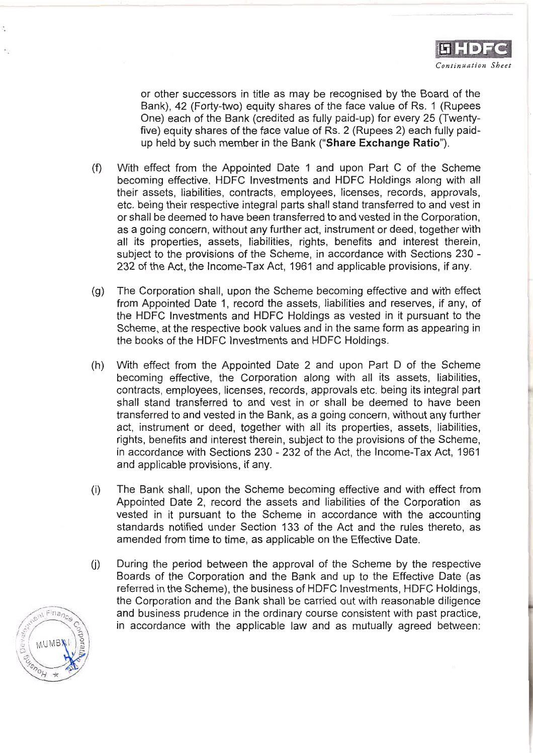or other successors in title as may be recognised by the Board of the Bank), 42 (Forty-two) equity shares of the face value of Rs. 1 (Rupees One) each of the Bank (credited as fully paid-up) for every 25 (Twenty-five) equity shares of the face value of Rs. 2 (Rupees 2) each fully paid-up held by such member in the Bank ("**Share Exchange Ratio**").

(f) With effect from the Appointed Date 1 and upon Part C of the Scheme becoming effective, HDFC Investments and HDFC Holdings along with all their assets, liabilities, contracts, employees, licenses, records, approvals, etc. being their respective integral parts shall stand transferred to and vest in or shall be deemed to have been transferred to and vested in the Corporation, as a going concern, without any further act, instrument or deed, together with all its properties, assets, liabilities, rights, benefits and interest therein, subject to the provisions of the Scheme, in accordance with Sections 230 - 232 of the Act, the Income-Tax Act, 1961 and applicable provisions, if any.

(g) The Corporation shall, upon the Scheme becoming effective and with effect from Appointed Date 1, record the assets, liabilities and reserves, if any, of the HDFC Investments and HDFC Holdings as vested in it pursuant to the Scheme, at the respective book values and in the same form as appearing in the books of the HDFC Investments and HDFC Holdings.

(h) With effect from the Appointed Date 2 and upon Part D of the Scheme becoming effective, the Corporation along with all its assets, liabilities, contracts, employees, licenses, records, approvals etc. being its integral part shall stand transferred to and vest in or shall be deemed to have been transferred to and vested in the Bank, as a going concern, without any further act, instrument or deed, together with all its properties, assets, liabilities, rights, benefits and interest therein, subject to the provisions of the Scheme, in accordance with Sections 230 - 232 of the Act, the Income-Tax Act, 1961 and applicable provisions, if any.

(i) The Bank shall, upon the Scheme becoming effective and with effect from Appointed Date 2, record the assets and liabilities of the Corporation as vested in it pursuant to the Scheme in accordance with the accounting standards notified under Section 133 of the Act and the rules thereto, as amended from time to time, as applicable on the Effective Date.

(j) During the period between the approval of the Scheme by the respective Boards of the Corporation and the Bank and up to the Effective Date (as referred in the Scheme), the business of HDFC Investments, HDFC Holdings, the Corporation and the Bank shall be carried out with reasonable diligence and business prudence in the ordinary course consistent with past practice, in accordance with the applicable law and as mutually agreed between: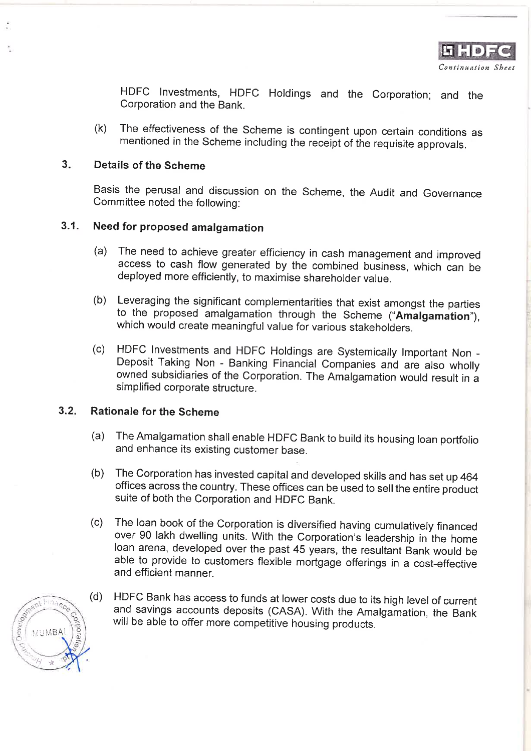HDFC Investments, HDFC Holdings and the Corporation; and the Corporation and the Bank.

(k) The effectiveness of the Scheme is contingent upon certain conditions as mentioned in the Scheme including the receipt of the requisite approvals.

## 3. Details of the Scheme

Basis the perusal and discussion on the Scheme, the Audit and Governance Committee noted the following:

### 3.1. Need for proposed amalgamation

(a) The need to achieve greater efficiency in cash management and improved access to cash flow generated by the combined business, which can be deployed more efficiently, to maximise shareholder value.

(b) Leveraging the significant complementarities that exist amongst the parties to the proposed amalgamation through the Scheme (**"Amalgamation"**), which would create meaningful value for various stakeholders.

(c) HDFC Investments and HDFC Holdings are Systemically Important Non - Deposit Taking Non - Banking Financial Companies and are also wholly owned subsidiaries of the Corporation. The Amalgamation would result in a simplified corporate structure.

### 3.2. Rationale for the Scheme

(a) The Amalgamation shall enable HDFC Bank to build its housing loan portfolio and enhance its existing customer base.

(b) The Corporation has invested capital and developed skills and has set up 464 offices across the country. These offices can be used to sell the entire product suite of both the Corporation and HDFC Bank.

(c) The loan book of the Corporation is diversified having cumulatively financed over 90 lakh dwelling units. With the Corporation's leadership in the home loan arena, developed over the past 45 years, the resultant Bank would be able to provide to customers flexible mortgage offerings in a cost-effective and efficient manner.

(d) HDFC Bank has access to funds at lower costs due to its high level of current and savings accounts deposits (CASA). With the Amalgamation, the Bank will be able to offer more competitive housing products.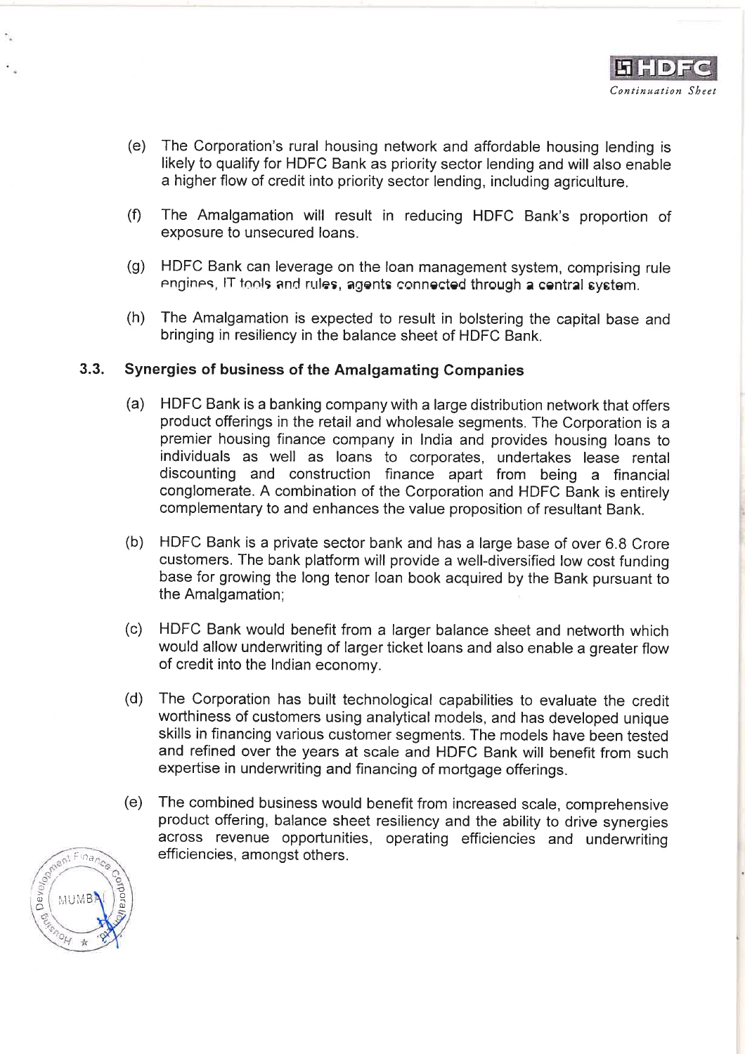(e) The Corporation's rural housing network and affordable housing lending is likely to qualify for HDFC Bank as priority sector lending and will also enable a higher flow of credit into priority sector lending, including agriculture.

(f) The Amalgamation will result in reducing HDFC Bank's proportion of exposure to unsecured loans.

(g) HDFC Bank can leverage on the loan management system, comprising rule engines, IT tools and rules, agents connected through a central system.

(h) The Amalgamation is expected to result in bolstering the capital base and bringing in resiliency in the balance sheet of HDFC Bank.

### 3.3. Synergies of business of the Amalgamating Companies

(a) HDFC Bank is a banking company with a large distribution network that offers product offerings in the retail and wholesale segments. The Corporation is a premier housing finance company in India and provides housing loans to individuals as well as loans to corporates, undertakes lease rental discounting and construction finance apart from being a financial conglomerate. A combination of the Corporation and HDFC Bank is entirely complementary to and enhances the value proposition of resultant Bank.

(b) HDFC Bank is a private sector bank and has a large base of over 6.8 Crore customers. The bank platform will provide a well-diversified low cost funding base for growing the long tenor loan book acquired by the Bank pursuant to the Amalgamation;

(c) HDFC Bank would benefit from a larger balance sheet and networth which would allow underwriting of larger ticket loans and also enable a greater flow of credit into the Indian economy.

(d) The Corporation has built technological capabilities to evaluate the credit worthiness of customers using analytical models, and has developed unique skills in financing various customer segments. The models have been tested and refined over the years at scale and HDFC Bank will benefit from such expertise in underwriting and financing of mortgage offerings.

(e) The combined business would benefit from increased scale, comprehensive product offering, balance sheet resiliency and the ability to drive synergies across revenue opportunities, operating efficiencies and underwriting efficiencies, amongst others.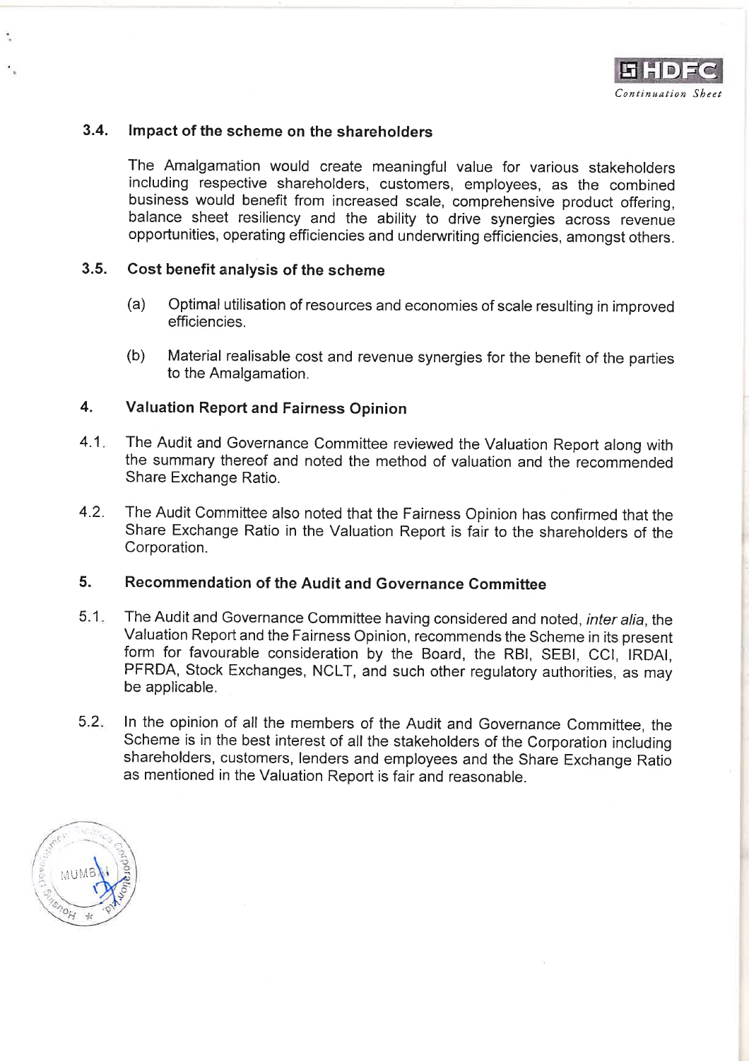### 3.4. Impact of the scheme on the shareholders

The Amalgamation would create meaningful value for various stakeholders including respective shareholders, customers, employees, as the combined business would benefit from increased scale, comprehensive product offering, balance sheet resiliency and the ability to drive synergies across revenue opportunities, operating efficiencies and underwriting efficiencies, amongst others.

### 3.5. Cost benefit analysis of the scheme

(a) Optimal utilisation of resources and economies of scale resulting in improved efficiencies.

(b) Material realisable cost and revenue synergies for the benefit of the parties to the Amalgamation.

## 4. Valuation Report and Fairness Opinion

4.1. The Audit and Governance Committee reviewed the Valuation Report along with the summary thereof and noted the method of valuation and the recommended Share Exchange Ratio.

4.2. The Audit Committee also noted that the Fairness Opinion has confirmed that the Share Exchange Ratio in the Valuation Report is fair to the shareholders of the Corporation.

## 5. Recommendation of the Audit and Governance Committee

5.1. The Audit and Governance Committee having considered and noted, *inter alia*, the Valuation Report and the Fairness Opinion, recommends the Scheme in its present form for favourable consideration by the Board, the RBI, SEBI, CCI, IRDAI, PFRDA, Stock Exchanges, NCLT, and such other regulatory authorities, as may be applicable.

5.2. In the opinion of all the members of the Audit and Governance Committee, the Scheme is in the best interest of all the stakeholders of the Corporation including shareholders, customers, lenders and employees and the Share Exchange Ratio as mentioned in the Valuation Report is fair and reasonable.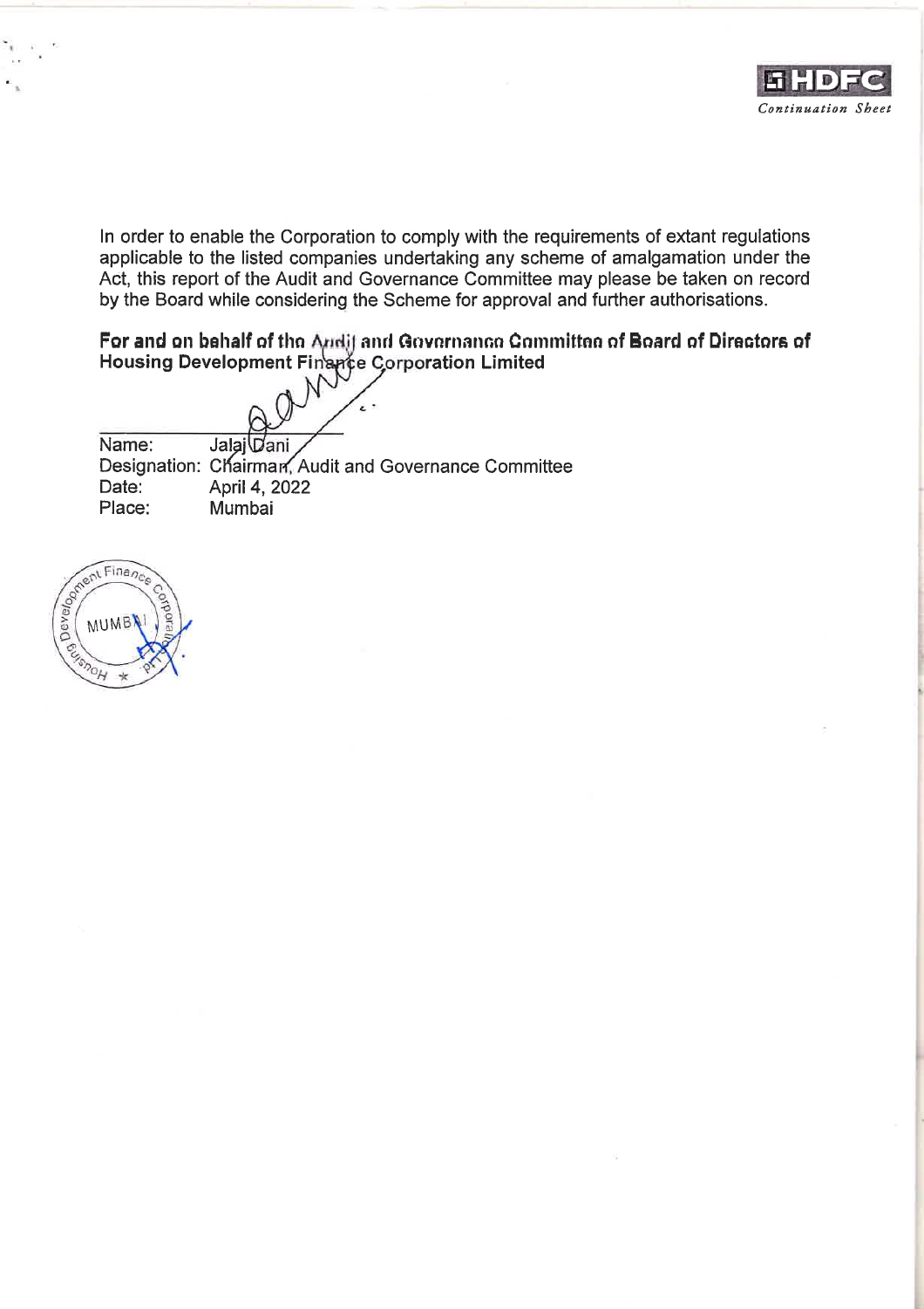In order to enable the Corporation to comply with the requirements of extant regulations applicable to the listed companies undertaking any scheme of amalgamation under the Act, this report of the Audit and Governance Committee may please be taken on record by the Board while considering the Scheme for approval and further authorisations.

**For and on behalf of the Audit and Governance Committee of Board of Directors of Housing Development Finance Corporation Limited**

Name: Jalaj Dani
Designation: Chairman, Audit and Governance Committee
Date: April 4, 2022
Place: Mumbai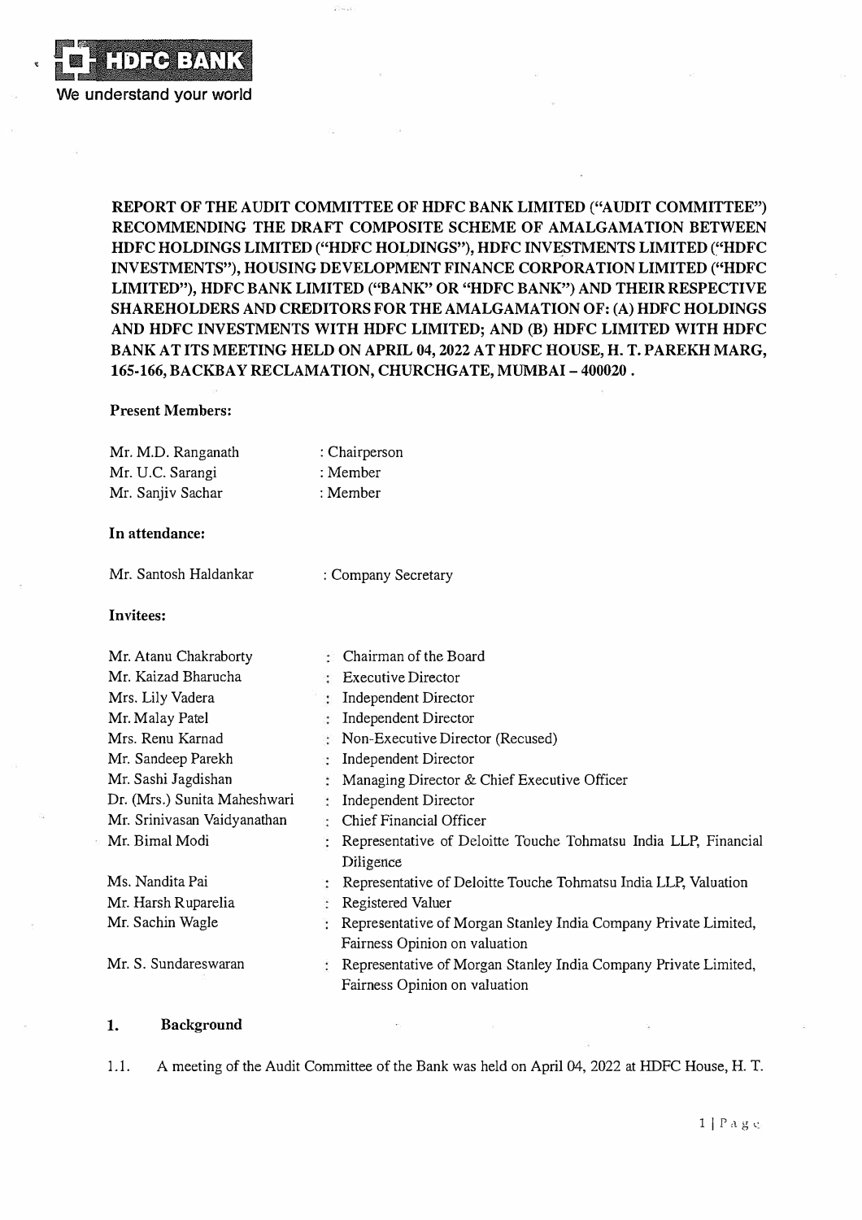**REPORT OF THE AUDIT COMMITTEE OF HDFC BANK LIMITED ("AUDIT COMMITTEE") RECOMMENDING THE DRAFT COMPOSITE SCHEME OF AMALGAMATION BETWEEN HDFC HOLDINGS LIMITED ("HDFC HOLDINGS"), HDFC INVESTMENTS LIMITED ("HDFC INVESTMENTS"), HOUSING DEVELOPMENT FINANCE CORPORATION LIMITED ("HDFC LIMITED"), HDFC BANK LIMITED ("BANK" OR "HDFC BANK") AND THEIR RESPECTIVE SHAREHOLDERS AND CREDITORS FOR THE AMALGAMATION OF: (A) HDFC HOLDINGS AND HDFC INVESTMENTS WITH HDFC LIMITED; AND (B) HDFC LIMITED WITH HDFC BANK AT ITS MEETING HELD ON APRIL 04, 2022 AT HDFC HOUSE, H. T. PAREKH MARG, 165-166, BACKBAY RECLAMATION, CHURCHGATE, MUMBAI – 400020 .**

**Present Members:**

| | |
|---|---|
| Mr. M.D. Ranganath | : Chairperson |
| Mr. U.C. Sarangi | : Member |
| Mr. Sanjiv Sachar | : Member |

**In attendance:**

| | |
|---|---|
| Mr. Santosh Haldankar | : Company Secretary |

**Invitees:**

| | |
|---|---|
| Mr. Atanu Chakraborty | : Chairman of the Board |
| Mr. Kaizad Bharucha | : Executive Director |
| Mrs. Lily Vadera | : Independent Director |
| Mr. Malay Patel | : Independent Director |
| Mrs. Renu Karnad | : Non-Executive Director (Recused) |
| Mr. Sandeep Parekh | : Independent Director |
| Mr. Sashi Jagdishan | : Managing Director & Chief Executive Officer |
| Dr. (Mrs.) Sunita Maheshwari | : Independent Director |
| Mr. Srinivasan Vaidyanathan | : Chief Financial Officer |
| Mr. Bimal Modi | : Representative of Deloitte Touche Tohmatsu India LLP, Financial Diligence |
| Ms. Nandita Pai | : Representative of Deloitte Touche Tohmatsu India LLP, Valuation |
| Mr. Harsh Ruparelia | : Registered Valuer |
| Mr. Sachin Wagle | : Representative of Morgan Stanley India Company Private Limited, Fairness Opinion on valuation |
| Mr. S. Sundareswaran | : Representative of Morgan Stanley India Company Private Limited, Fairness Opinion on valuation |

## 1. Background

1.1. A meeting of the Audit Committee of the Bank was held on April 04, 2022 at HDFC House, H. T.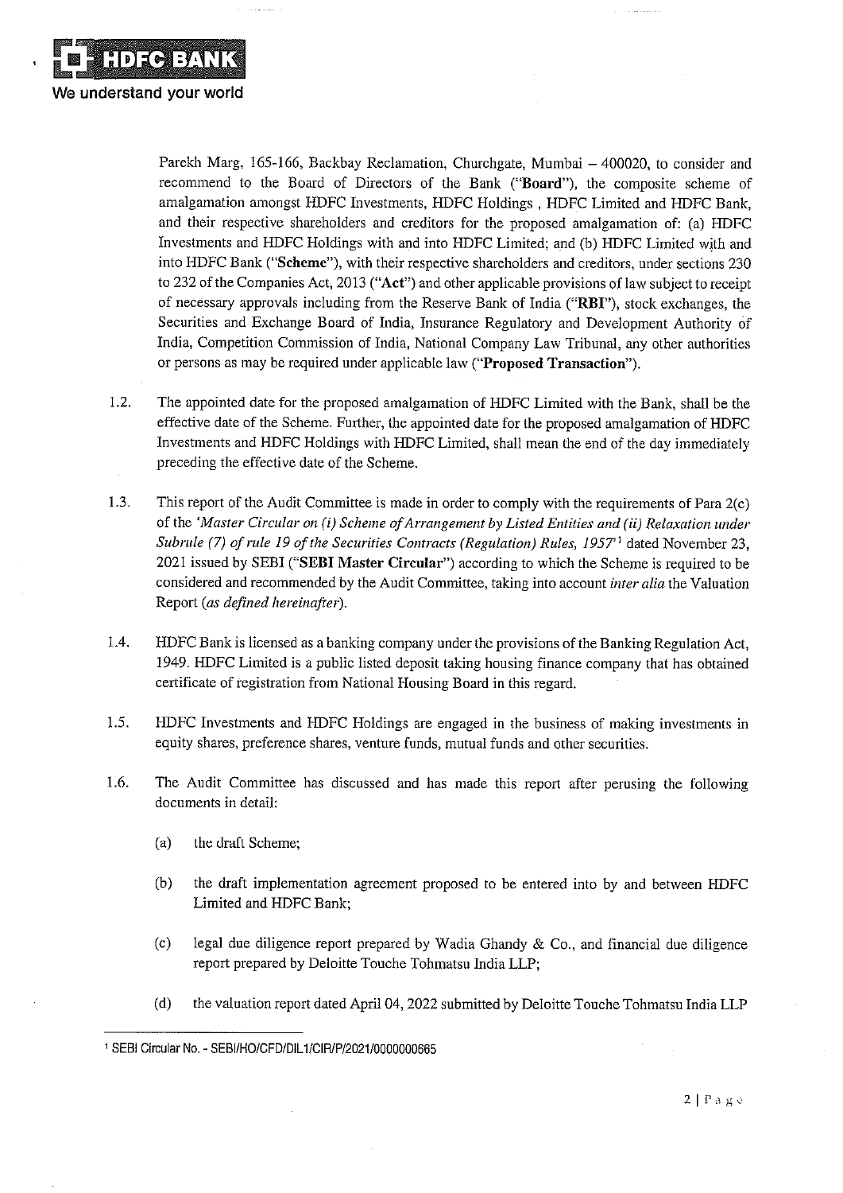Parekh Marg, 165-166, Backbay Reclamation, Churchgate, Mumbai – 400020, to consider and recommend to the Board of Directors of the Bank ("**Board**"), the composite scheme of amalgamation amongst HDFC Investments, HDFC Holdings , HDFC Limited and HDFC Bank, and their respective shareholders and creditors for the proposed amalgamation of: (a) HDFC Investments and HDFC Holdings with and into HDFC Limited; and (b) HDFC Limited with and into HDFC Bank ("**Scheme**"), with their respective shareholders and creditors, under sections 230 to 232 of the Companies Act, 2013 ("**Act**") and other applicable provisions of law subject to receipt of necessary approvals including from the Reserve Bank of India ("**RBI**"), stock exchanges, the Securities and Exchange Board of India, Insurance Regulatory and Development Authority of India, Competition Commission of India, National Company Law Tribunal, any other authorities or persons as may be required under applicable law ("**Proposed Transaction**").

1.2. The appointed date for the proposed amalgamation of HDFC Limited with the Bank, shall be the effective date of the Scheme. Further, the appointed date for the proposed amalgamation of HDFC Investments and HDFC Holdings with HDFC Limited, shall mean the end of the day immediately preceding the effective date of the Scheme.

1.3. This report of the Audit Committee is made in order to comply with the requirements of Para 2(c) of the *'Master Circular on (i) Scheme of Arrangement by Listed Entities and (ii) Relaxation under Subrule (7) of rule 19 of the Securities Contracts (Regulation) Rules, 1957'*[1] dated November 23, 2021 issued by SEBI ("**SEBI Master Circular**") according to which the Scheme is required to be considered and recommended by the Audit Committee, taking into account *inter alia* the Valuation Report *(as defined hereinafter)*.

1.4. HDFC Bank is licensed as a banking company under the provisions of the Banking Regulation Act, 1949. HDFC Limited is a public listed deposit taking housing finance company that has obtained certificate of registration from National Housing Board in this regard.

1.5. HDFC Investments and HDFC Holdings are engaged in the business of making investments in equity shares, preference shares, venture funds, mutual funds and other securities.

1.6. The Audit Committee has discussed and has made this report after perusing the following documents in detail:

(a) the draft Scheme;

(b) the draft implementation agreement proposed to be entered into by and between HDFC Limited and HDFC Bank;

(c) legal due diligence report prepared by Wadia Ghandy & Co., and financial due diligence report prepared by Deloitte Touche Tohmatsu India LLP;

(d) the valuation report dated April 04, 2022 submitted by Deloitte Touche Tohmatsu India LLP

---

[1] SEBI Circular No. - SEBI/HO/CFD/DIL1/CIR/P/2021/0000000665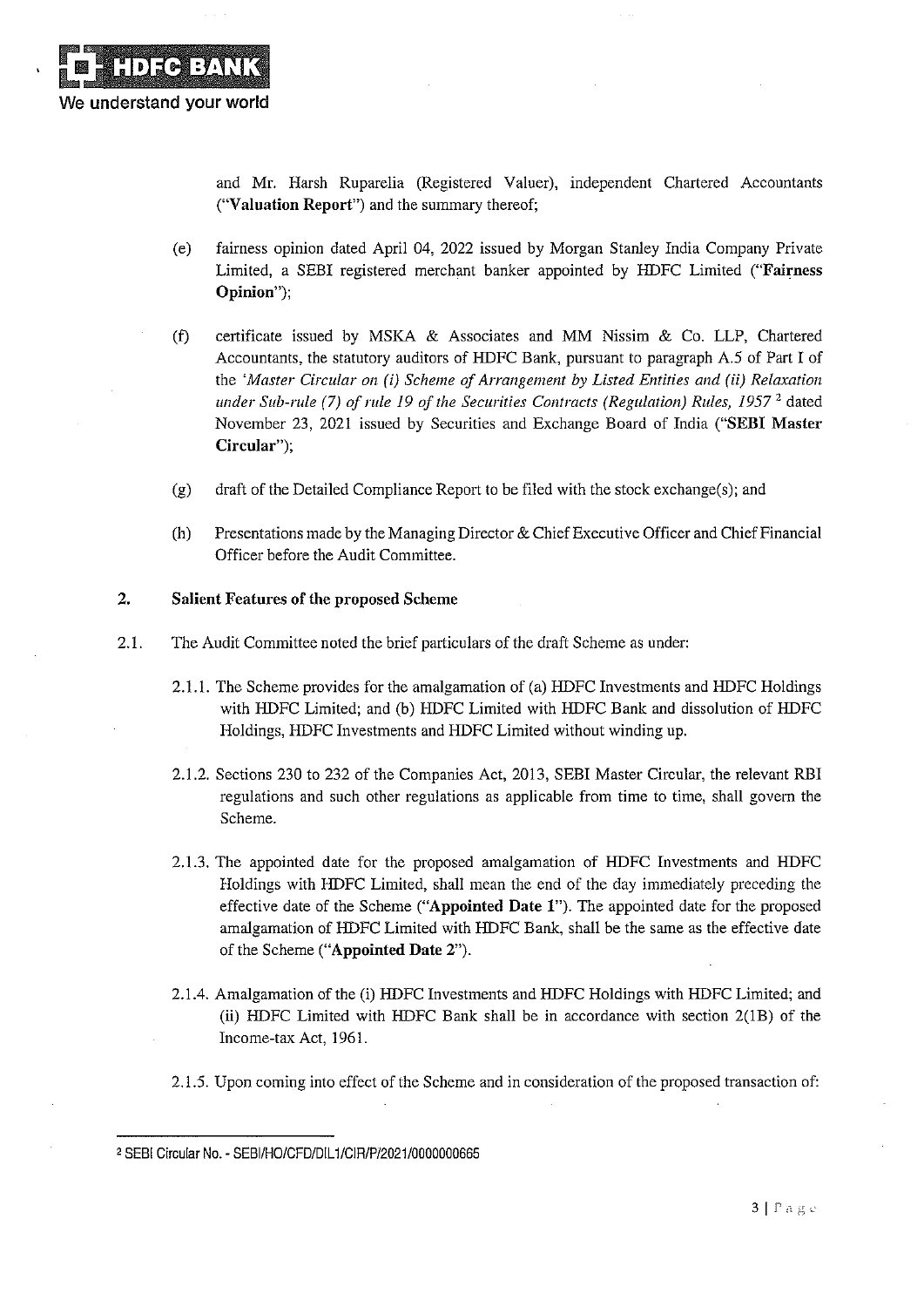and Mr. Harsh Ruparelia (Registered Valuer), independent Chartered Accountants ("**Valuation Report**") and the summary thereof;

(e) fairness opinion dated April 04, 2022 issued by Morgan Stanley India Company Private Limited, a SEBI registered merchant banker appointed by HDFC Limited ("**Fairness Opinion**");

(f) certificate issued by MSKA & Associates and MM Nissim & Co. LLP, Chartered Accountants, the statutory auditors of HDFC Bank, pursuant to paragraph A.5 of Part I of the '*Master Circular on (i) Scheme of Arrangement by Listed Entities and (ii) Relaxation under Sub-rule (7) of rule 19 of the Securities Contracts (Regulation) Rules, 1957* [2] dated November 23, 2021 issued by Securities and Exchange Board of India ("**SEBI Master Circular**");

(g) draft of the Detailed Compliance Report to be filed with the stock exchange(s); and

(h) Presentations made by the Managing Director & Chief Executive Officer and Chief Financial Officer before the Audit Committee.

## 2. Salient Features of the proposed Scheme

2.1. The Audit Committee noted the brief particulars of the draft Scheme as under:

2.1.1. The Scheme provides for the amalgamation of (a) HDFC Investments and HDFC Holdings with HDFC Limited; and (b) HDFC Limited with HDFC Bank and dissolution of HDFC Holdings, HDFC Investments and HDFC Limited without winding up.

2.1.2. Sections 230 to 232 of the Companies Act, 2013, SEBI Master Circular, the relevant RBI regulations and such other regulations as applicable from time to time, shall govern the Scheme.

2.1.3. The appointed date for the proposed amalgamation of HDFC Investments and HDFC Holdings with HDFC Limited, shall mean the end of the day immediately preceding the effective date of the Scheme ("**Appointed Date 1**"). The appointed date for the proposed amalgamation of HDFC Limited with HDFC Bank, shall be the same as the effective date of the Scheme ("**Appointed Date 2**").

2.1.4. Amalgamation of the (i) HDFC Investments and HDFC Holdings with HDFC Limited; and (ii) HDFC Limited with HDFC Bank shall be in accordance with section 2(1B) of the Income-tax Act, 1961.

2.1.5. Upon coming into effect of the Scheme and in consideration of the proposed transaction of:

---

[2] SEBI Circular No. - SEBI/HO/CFD/DIL1/CIR/P/2021/0000000665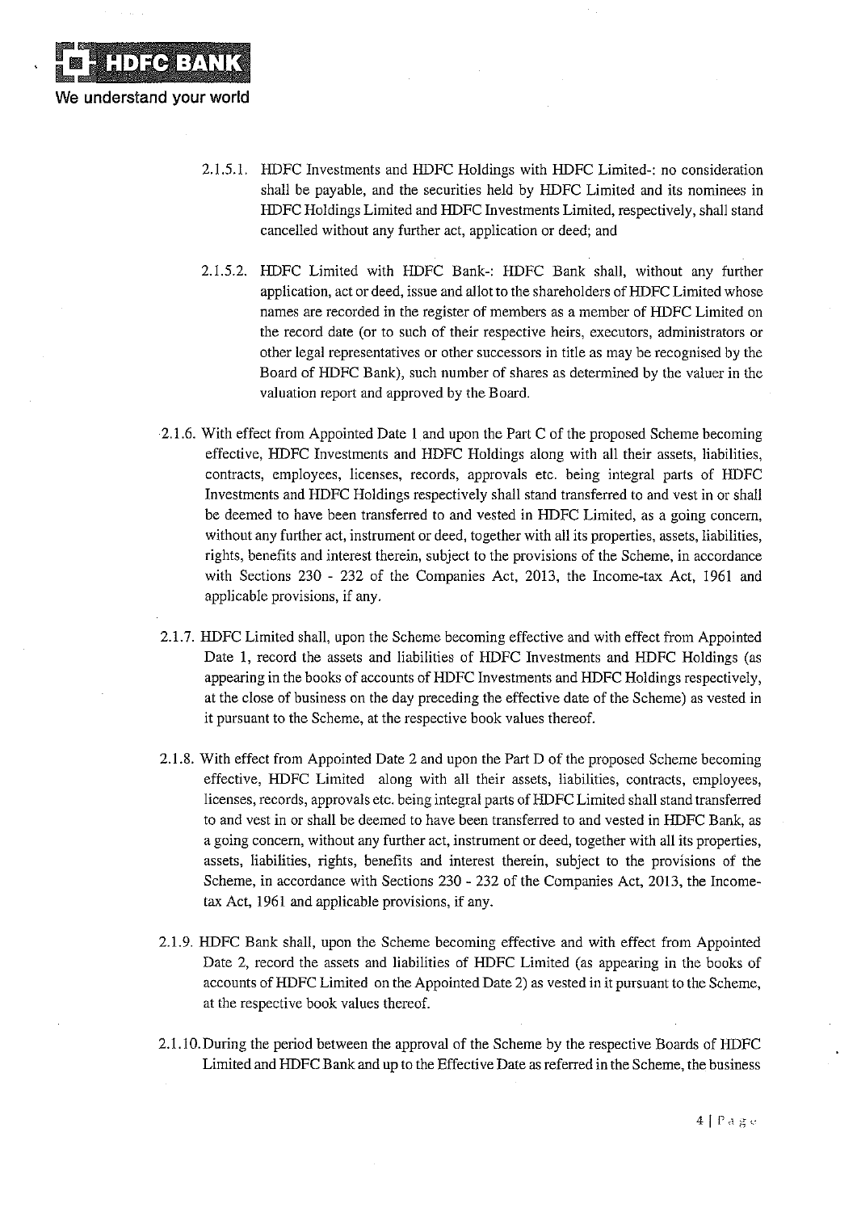2.1.5.1. HDFC Investments and HDFC Holdings with HDFC Limited-: no consideration shall be payable, and the securities held by HDFC Limited and its nominees in HDFC Holdings Limited and HDFC Investments Limited, respectively, shall stand cancelled without any further act, application or deed; and

2.1.5.2. HDFC Limited with HDFC Bank-: HDFC Bank shall, without any further application, act or deed, issue and allot to the shareholders of HDFC Limited whose names are recorded in the register of members as a member of HDFC Limited on the record date (or to such of their respective heirs, executors, administrators or other legal representatives or other successors in title as may be recognised by the Board of HDFC Bank), such number of shares as determined by the valuer in the valuation report and approved by the Board.

2.1.6. With effect from Appointed Date 1 and upon the Part C of the proposed Scheme becoming effective, HDFC Investments and HDFC Holdings along with all their assets, liabilities, contracts, employees, licenses, records, approvals etc. being integral parts of HDFC Investments and HDFC Holdings respectively shall stand transferred to and vest in or shall be deemed to have been transferred to and vested in HDFC Limited, as a going concern, without any further act, instrument or deed, together with all its properties, assets, liabilities, rights, benefits and interest therein, subject to the provisions of the Scheme, in accordance with Sections 230 - 232 of the Companies Act, 2013, the Income-tax Act, 1961 and applicable provisions, if any.

2.1.7. HDFC Limited shall, upon the Scheme becoming effective and with effect from Appointed Date 1, record the assets and liabilities of HDFC Investments and HDFC Holdings (as appearing in the books of accounts of HDFC Investments and HDFC Holdings respectively, at the close of business on the day preceding the effective date of the Scheme) as vested in it pursuant to the Scheme, at the respective book values thereof.

2.1.8. With effect from Appointed Date 2 and upon the Part D of the proposed Scheme becoming effective, HDFC Limited along with all their assets, liabilities, contracts, employees, licenses, records, approvals etc. being integral parts of HDFC Limited shall stand transferred to and vest in or shall be deemed to have been transferred to and vested in HDFC Bank, as a going concern, without any further act, instrument or deed, together with all its properties, assets, liabilities, rights, benefits and interest therein, subject to the provisions of the Scheme, in accordance with Sections 230 - 232 of the Companies Act, 2013, the Income-tax Act, 1961 and applicable provisions, if any.

2.1.9. HDFC Bank shall, upon the Scheme becoming effective and with effect from Appointed Date 2, record the assets and liabilities of HDFC Limited (as appearing in the books of accounts of HDFC Limited on the Appointed Date 2) as vested in it pursuant to the Scheme, at the respective book values thereof.

2.1.10. During the period between the approval of the Scheme by the respective Boards of HDFC Limited and HDFC Bank and up to the Effective Date as referred in the Scheme, the business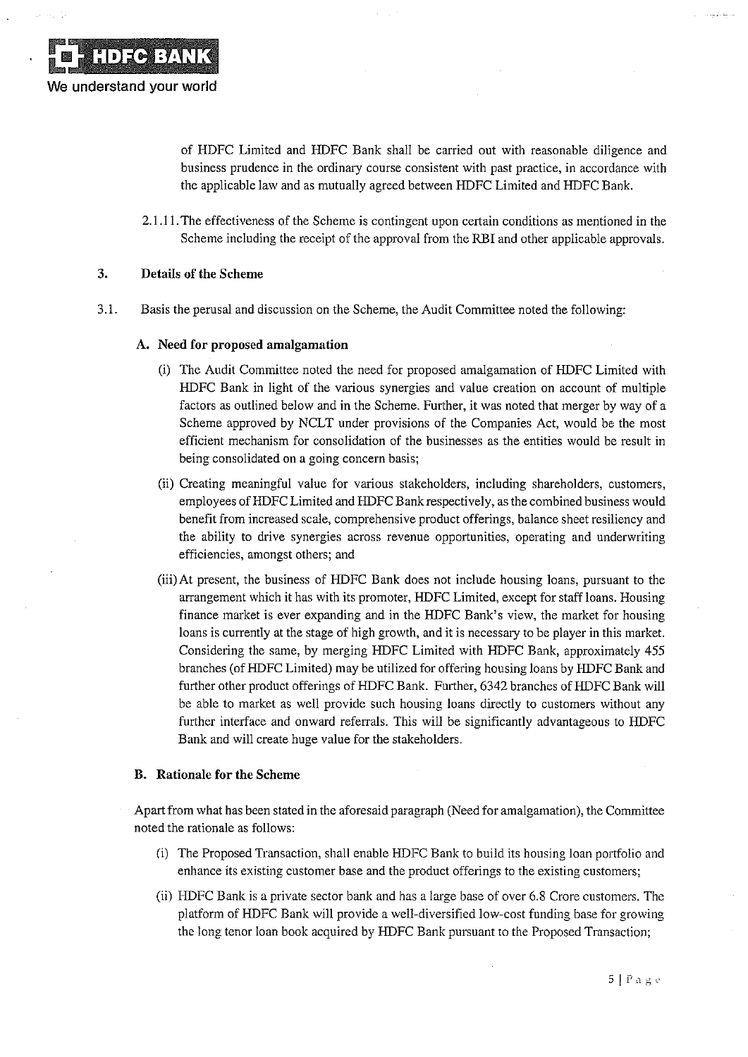of HDFC Limited and HDFC Bank shall be carried out with reasonable diligence and business prudence in the ordinary course consistent with past practice, in accordance with the applicable law and as mutually agreed between HDFC Limited and HDFC Bank.

2.1.11. The effectiveness of the Scheme is contingent upon certain conditions as mentioned in the Scheme including the receipt of the approval from the RBI and other applicable approvals.

## 3. Details of the Scheme

3.1. Basis the perusal and discussion on the Scheme, the Audit Committee noted the following:

### A. Need for proposed amalgamation

(i) The Audit Committee noted the need for proposed amalgamation of HDFC Limited with HDFC Bank in light of the various synergies and value creation on account of multiple factors as outlined below and in the Scheme. Further, it was noted that merger by way of a Scheme approved by NCLT under provisions of the Companies Act, would be the most efficient mechanism for consolidation of the businesses as the entities would be result in being consolidated on a going concern basis;

(ii) Creating meaningful value for various stakeholders, including shareholders, customers, employees of HDFC Limited and HDFC Bank respectively, as the combined business would benefit from increased scale, comprehensive product offerings, balance sheet resiliency and the ability to drive synergies across revenue opportunities, operating and underwriting efficiencies, amongst others; and

(iii) At present, the business of HDFC Bank does not include housing loans, pursuant to the arrangement which it has with its promoter, HDFC Limited, except for staff loans. Housing finance market is ever expanding and in the HDFC Bank's view, the market for housing loans is currently at the stage of high growth, and it is necessary to be player in this market. Considering the same, by merging HDFC Limited with HDFC Bank, approximately 455 branches (of HDFC Limited) may be utilized for offering housing loans by HDFC Bank and further other product offerings of HDFC Bank. Further, 6342 branches of HDFC Bank will be able to market as well provide such housing loans directly to customers without any further interface and onward referrals. This will be significantly advantageous to HDFC Bank and will create huge value for the stakeholders.

### B. Rationale for the Scheme

Apart from what has been stated in the aforesaid paragraph (Need for amalgamation), the Committee noted the rationale as follows:

(i) The Proposed Transaction, shall enable HDFC Bank to build its housing loan portfolio and enhance its existing customer base and the product offerings to the existing customers;

(ii) HDFC Bank is a private sector bank and has a large base of over 6.8 Crore customers. The platform of HDFC Bank will provide a well-diversified low-cost funding base for growing the long tenor loan book acquired by HDFC Bank pursuant to the Proposed Transaction;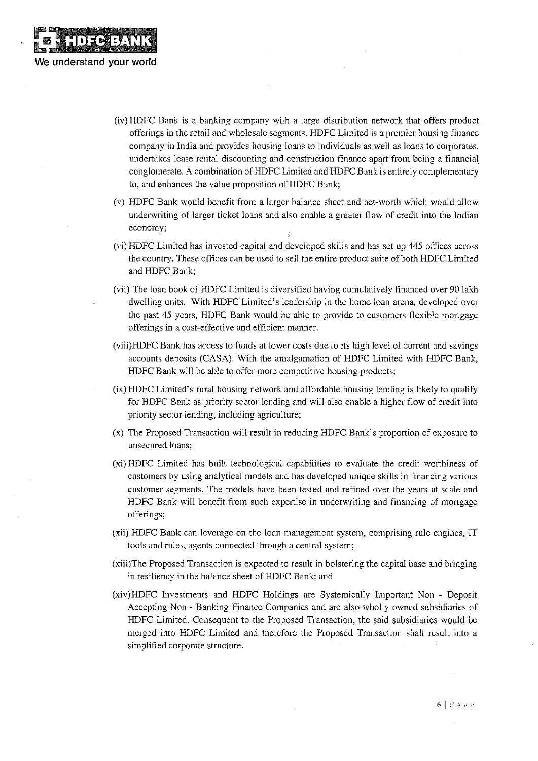(iv) HDFC Bank is a banking company with a large distribution network that offers product offerings in the retail and wholesale segments. HDFC Limited is a premier housing finance company in India and provides housing loans to individuals as well as loans to corporates, undertakes lease rental discounting and construction finance apart from being a financial conglomerate. A combination of HDFC Limited and HDFC Bank is entirely complementary to, and enhances the value proposition of HDFC Bank;

(v) HDFC Bank would benefit from a larger balance sheet and net-worth which would allow underwriting of larger ticket loans and also enable a greater flow of credit into the Indian economy;

(vi) HDFC Limited has invested capital and developed skills and has set up 445 offices across the country. These offices can be used to sell the entire product suite of both HDFC Limited and HDFC Bank;

(vii) The loan book of HDFC Limited is diversified having cumulatively financed over 90 lakh dwelling units. With HDFC Limited's leadership in the home loan arena, developed over the past 45 years, HDFC Bank would be able to provide to customers flexible mortgage offerings in a cost-effective and efficient manner.

(viii) HDFC Bank has access to funds at lower costs due to its high level of current and savings accounts deposits (CASA). With the amalgamation of HDFC Limited with HDFC Bank, HDFC Bank will be able to offer more competitive housing products;

(ix) HDFC Limited's rural housing network and affordable housing lending is likely to qualify for HDFC Bank as priority sector lending and will also enable a higher flow of credit into priority sector lending, including agriculture;

(x) The Proposed Transaction will result in reducing HDFC Bank's proportion of exposure to unsecured loans;

(xi) HDFC Limited has built technological capabilities to evaluate the credit worthiness of customers by using analytical models and has developed unique skills in financing various customer segments. The models have been tested and refined over the years at scale and HDFC Bank will benefit from such expertise in underwriting and financing of mortgage offerings;

(xii) HDFC Bank can leverage on the loan management system, comprising rule engines, IT tools and rules, agents connected through a central system;

(xiii) The Proposed Transaction is expected to result in bolstering the capital base and bringing in resiliency in the balance sheet of HDFC Bank; and

(xiv) HDFC Investments and HDFC Holdings are Systemically Important Non - Deposit Accepting Non - Banking Finance Companies and are also wholly owned subsidiaries of HDFC Limited. Consequent to the Proposed Transaction, the said subsidiaries would be merged into HDFC Limited and therefore the Proposed Transaction shall result into a simplified corporate structure.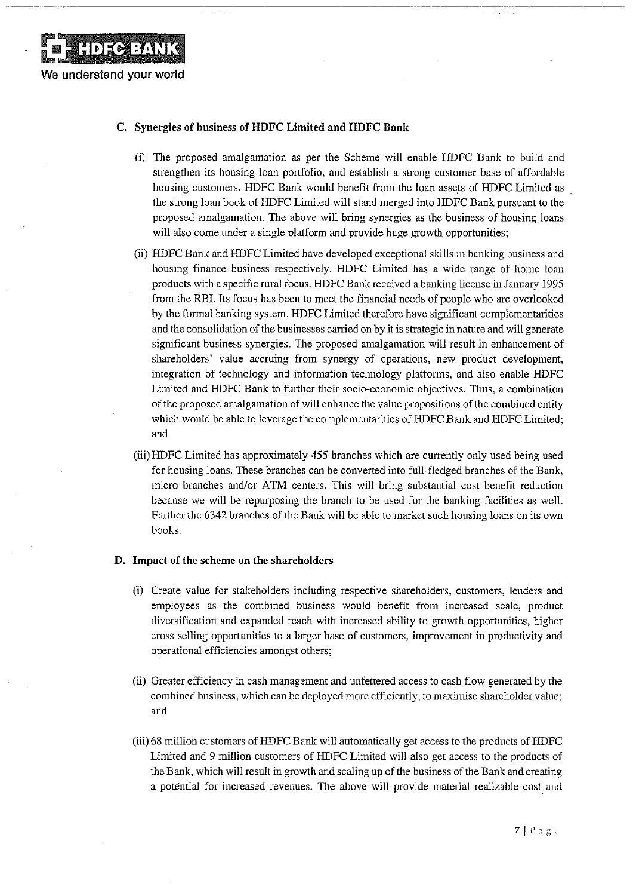### C. Synergies of business of HDFC Limited and HDFC Bank

(i) The proposed amalgamation as per the Scheme will enable HDFC Bank to build and strengthen its housing loan portfolio, and establish a strong customer base of affordable housing customers. HDFC Bank would benefit from the loan assets of HDFC Limited as the strong loan book of HDFC Limited will stand merged into HDFC Bank pursuant to the proposed amalgamation. The above will bring synergies as the business of housing loans will also come under a single platform and provide huge growth opportunities;

(ii) HDFC Bank and HDFC Limited have developed exceptional skills in banking business and housing finance business respectively. HDFC Limited has a wide range of home loan products with a specific rural focus. HDFC Bank received a banking license in January 1995 from the RBI. Its focus has been to meet the financial needs of people who are overlooked by the formal banking system. HDFC Limited therefore have significant complementarities and the consolidation of the businesses carried on by it is strategic in nature and will generate significant business synergies. The proposed amalgamation will result in enhancement of shareholders' value accruing from synergy of operations, new product development, integration of technology and information technology platforms, and also enable HDFC Limited and HDFC Bank to further their socio-economic objectives. Thus, a combination of the proposed amalgamation of will enhance the value propositions of the combined entity which would be able to leverage the complementarities of HDFC Bank and HDFC Limited; and

(iii) HDFC Limited has approximately 455 branches which are currently only used being used for housing loans. These branches can be converted into full-fledged branches of the Bank, micro branches and/or ATM centers. This will bring substantial cost benefit reduction because we will be repurposing the branch to be used for the banking facilities as well. Further the 6342 branches of the Bank will be able to market such housing loans on its own books.

### D. Impact of the scheme on the shareholders

(i) Create value for stakeholders including respective shareholders, customers, lenders and employees as the combined business would benefit from increased scale, product diversification and expanded reach with increased ability to growth opportunities, higher cross selling opportunities to a larger base of customers, improvement in productivity and operational efficiencies amongst others;

(ii) Greater efficiency in cash management and unfettered access to cash flow generated by the combined business, which can be deployed more efficiently, to maximise shareholder value; and

(iii) 68 million customers of HDFC Bank will automatically get access to the products of HDFC Limited and 9 million customers of HDFC Limited will also get access to the products of the Bank, which will result in growth and scaling up of the business of the Bank and creating a potential for increased revenues. The above will provide material realizable cost and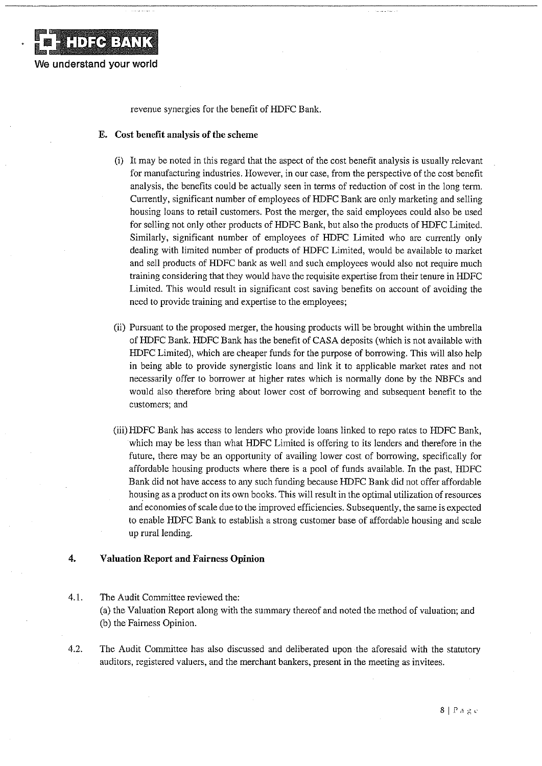revenue synergies for the benefit of HDFC Bank.

### E. Cost benefit analysis of the scheme

(i) It may be noted in this regard that the aspect of the cost benefit analysis is usually relevant for manufacturing industries. However, in our case, from the perspective of the cost benefit analysis, the benefits could be actually seen in terms of reduction of cost in the long term. Currently, significant number of employees of HDFC Bank are only marketing and selling housing loans to retail customers. Post the merger, the said employees could also be used for selling not only other products of HDFC Bank, but also the products of HDFC Limited. Similarly, significant number of employees of HDFC Limited who are currently only dealing with limited number of products of HDFC Limited, would be available to market and sell products of HDFC bank as well and such employees would also not require much training considering that they would have the requisite expertise from their tenure in HDFC Limited. This would result in significant cost saving benefits on account of avoiding the need to provide training and expertise to the employees;

(ii) Pursuant to the proposed merger, the housing products will be brought within the umbrella of HDFC Bank. HDFC Bank has the benefit of CASA deposits (which is not available with HDFC Limited), which are cheaper funds for the purpose of borrowing. This will also help in being able to provide synergistic loans and link it to applicable market rates and not necessarily offer to borrower at higher rates which is normally done by the NBFCs and would also therefore bring about lower cost of borrowing and subsequent benefit to the customers; and

(iii) HDFC Bank has access to lenders who provide loans linked to repo rates to HDFC Bank, which may be less than what HDFC Limited is offering to its lenders and therefore in the future, there may be an opportunity of availing lower cost of borrowing, specifically for affordable housing products where there is a pool of funds available. In the past, HDFC Bank did not have access to any such funding because HDFC Bank did not offer affordable housing as a product on its own books. This will result in the optimal utilization of resources and economies of scale due to the improved efficiencies. Subsequently, the same is expected to enable HDFC Bank to establish a strong customer base of affordable housing and scale up rural lending.

## 4. Valuation Report and Fairness Opinion

4.1. The Audit Committee reviewed the:
(a) the Valuation Report along with the summary thereof and noted the method of valuation; and
(b) the Fairness Opinion.

4.2. The Audit Committee has also discussed and deliberated upon the aforesaid with the statutory auditors, registered valuers, and the merchant bankers, present in the meeting as invitees.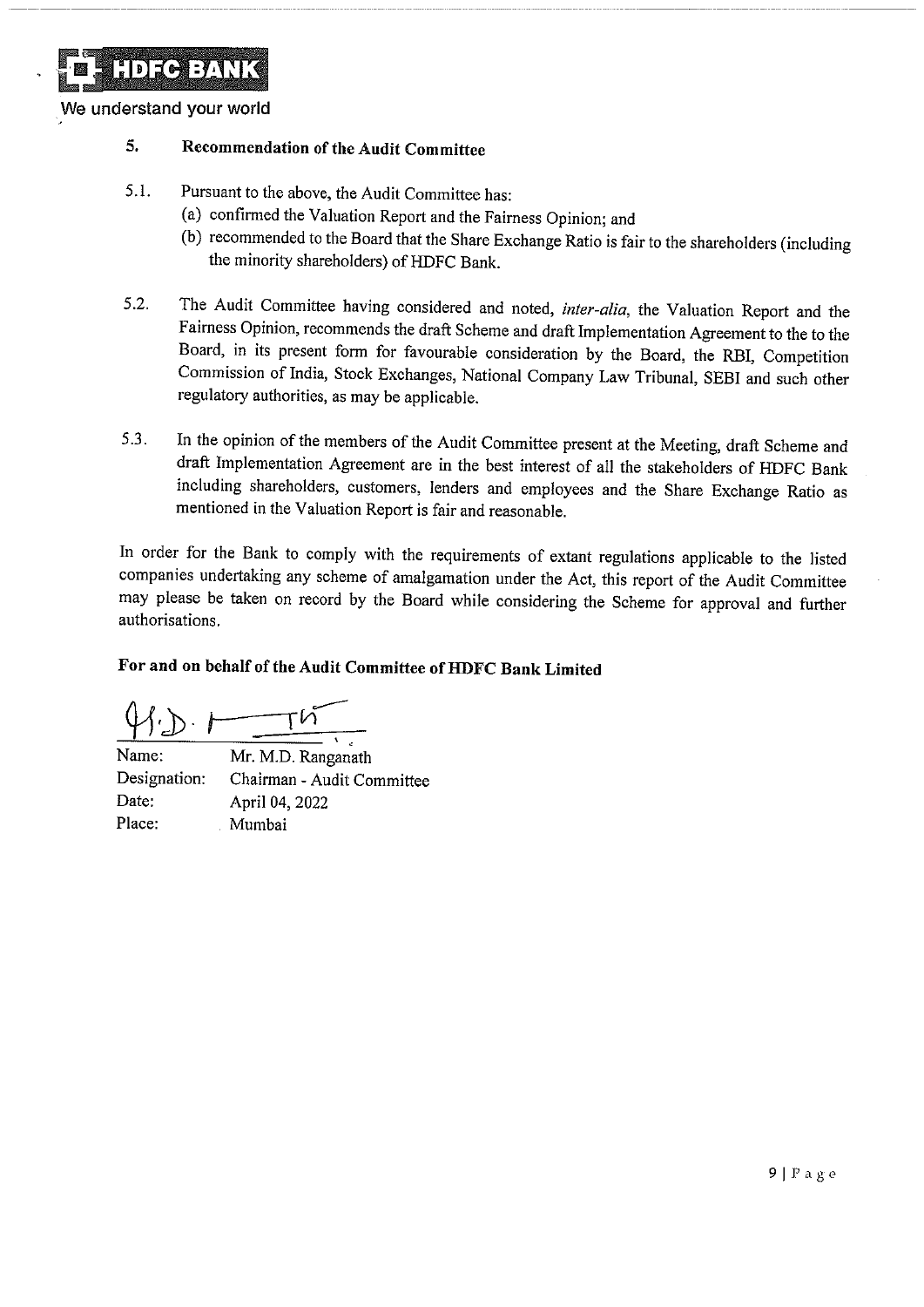## 5. Recommendation of the Audit Committee

5.1. Pursuant to the above, the Audit Committee has:

(a) confirmed the Valuation Report and the Fairness Opinion; and

(b) recommended to the Board that the Share Exchange Ratio is fair to the shareholders (including the minority shareholders) of HDFC Bank.

5.2. The Audit Committee having considered and noted, *inter-alia*, the Valuation Report and the Fairness Opinion, recommends the draft Scheme and draft Implementation Agreement to the to the Board, in its present form for favourable consideration by the Board, the RBI, Competition Commission of India, Stock Exchanges, National Company Law Tribunal, SEBI and such other regulatory authorities, as may be applicable.

5.3. In the opinion of the members of the Audit Committee present at the Meeting, draft Scheme and draft Implementation Agreement are in the best interest of all the stakeholders of HDFC Bank including shareholders, customers, lenders and employees and the Share Exchange Ratio as mentioned in the Valuation Report is fair and reasonable.

In order for the Bank to comply with the requirements of extant regulations applicable to the listed companies undertaking any scheme of amalgamation under the Act, this report of the Audit Committee may please be taken on record by the Board while considering the Scheme for approval and further authorisations.

**For and on behalf of the Audit Committee of HDFC Bank Limited**

| | |
|---|---|
| Name: | Mr. M.D. Ranganath |
| Designation: | Chairman - Audit Committee |
| Date: | April 04, 2022 |
| Place: | Mumbai |